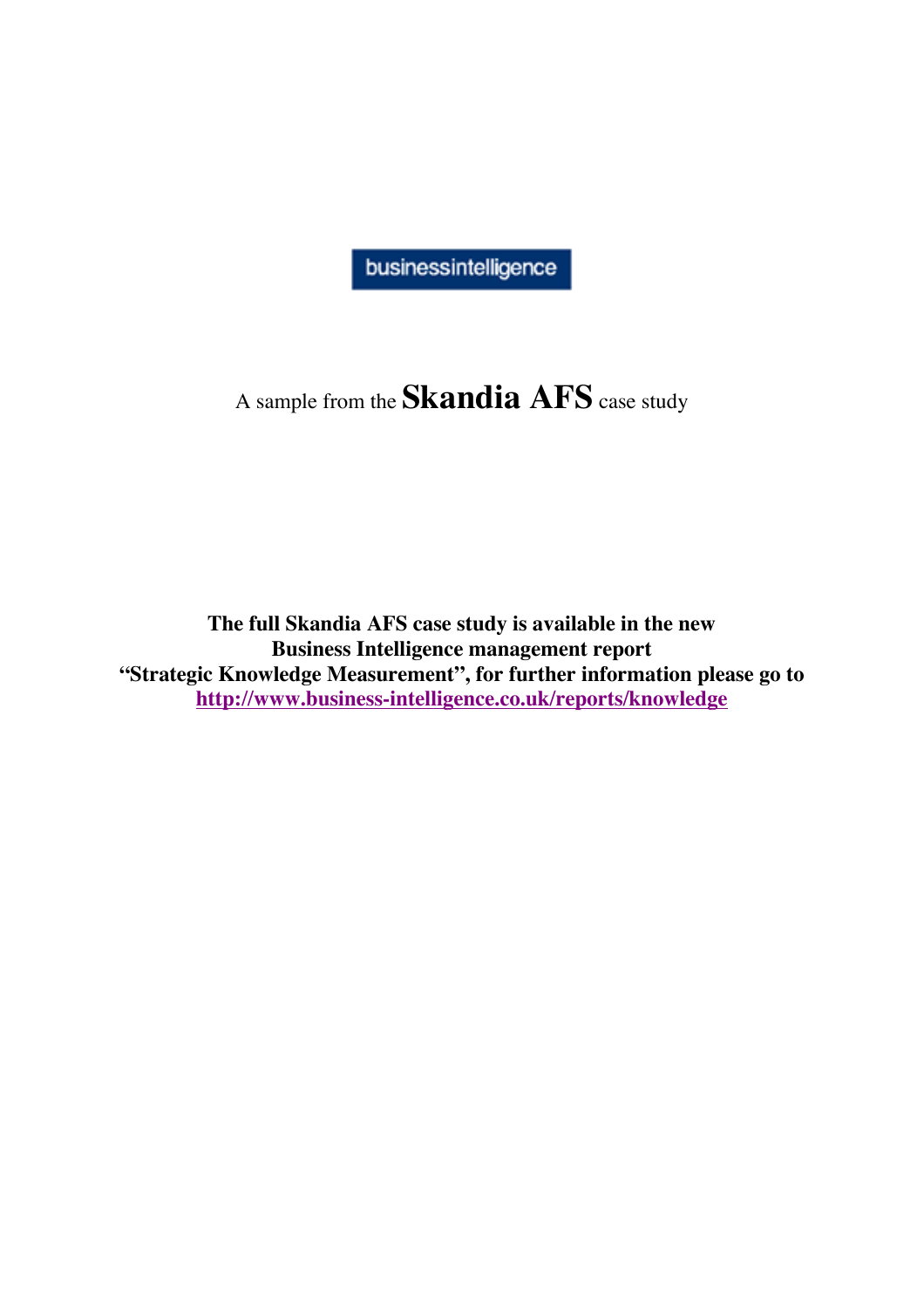businessintelligence

A sample from the **Skandia AFS** case study

**The full Skandia AFS case study is available in the new Business Intelligence management report "Strategic Knowledge Measurement", for further information please go to [http://www.business-intelligence.co.uk/reports/knowledge](http://www.business-intelligence.co.uk/reports/knowledge)**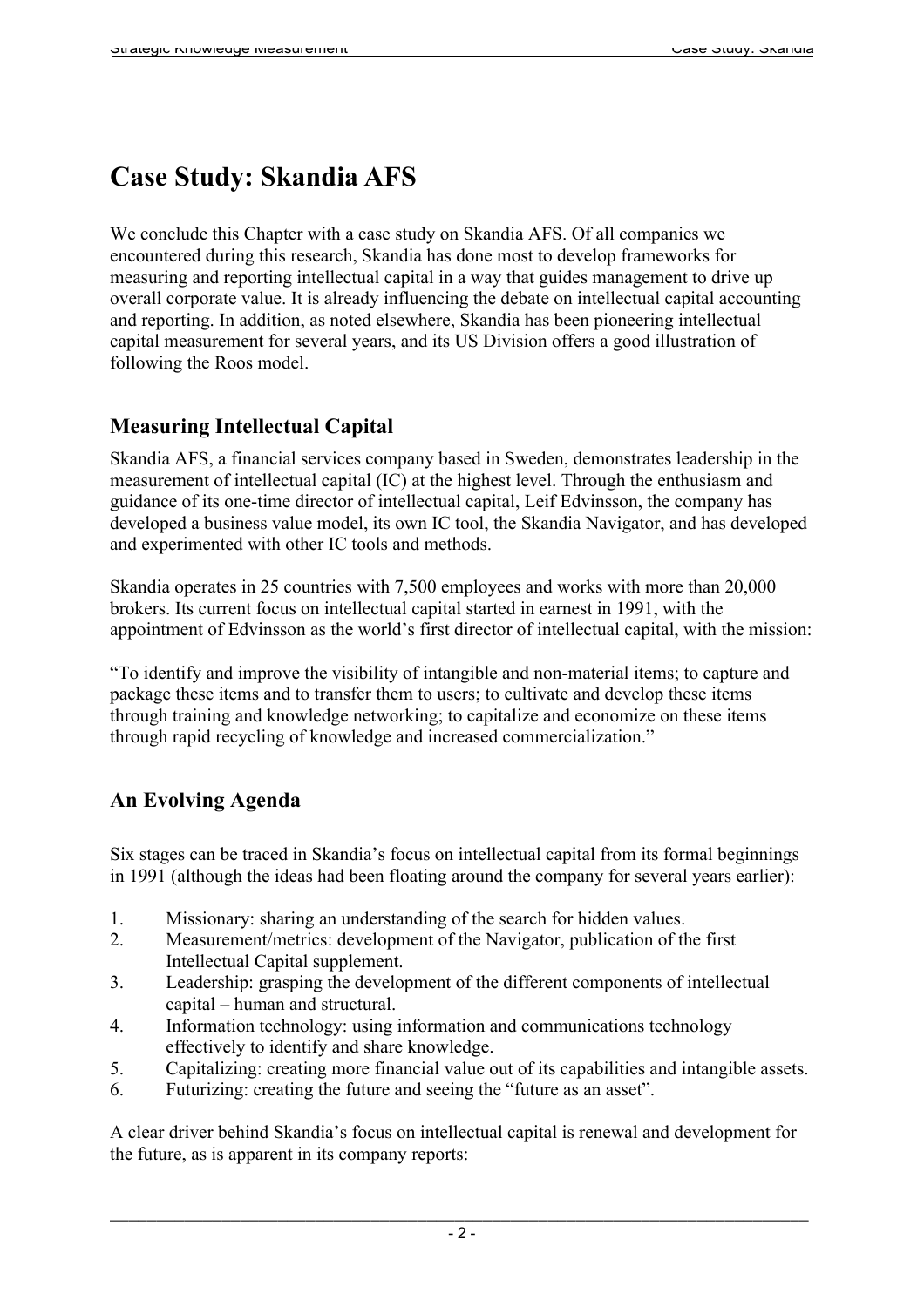# Case Study: Skandia AFS

We conclude this Chapter with a case study on Skandia AFS. Of all companies we encountered during this research, Skandia has done most to develop frameworks for measuring and reporting intellectual capital in a way that guides management to drive up overall corporate value. It is already influencing the debate on intellectual capital accounting and reporting. In addition, as noted elsewhere, Skandia has been pioneering intellectual capital measurement for several years, and its US Division offers a good illustration of following the Roos model.

## Measuring Intellectual Capital

Skandia AFS, a financial services company based in Sweden, demonstrates leadership in the measurement of intellectual capital (IC) at the highest level. Through the enthusiasm and guidance of its one-time director of intellectual capital, Leif Edvinsson, the company has developed a business value model, its own IC tool, the Skandia Navigator, and has developed and experimented with other IC tools and methods.

Skandia operates in 25 countries with 7,500 employees and works with more than 20,000 brokers. Its current focus on intellectual capital started in earnest in 1991, with the appointment of Edvinsson as the world's first director of intellectual capital, with the mission:

"To identify and improve the visibility of intangible and non-material items; to capture and package these items and to transfer them to users; to cultivate and develop these items through training and knowledge networking; to capitalize and economize on these items through rapid recycling of knowledge and increased commercialization."

## An Evolving Agenda

Six stages can be traced in Skandia's focus on intellectual capital from its formal beginnings in 1991 (although the ideas had been floating around the company for several years earlier):

1. Missionary: sharing an understanding of the search for hidden values.
2. Measurement/metrics: development of the Navigator, publication of the first Intellectual Capital supplement.
3. Leadership: grasping the development of the different components of intellectual capital – human and structural.
4. Information technology: using information and communications technology effectively to identify and share knowledge.
5. Capitalizing: creating more financial value out of its capabilities and intangible assets.
6. Futurizing: creating the future and seeing the "future as an asset".

A clear driver behind Skandia's focus on intellectual capital is renewal and development for the future, as is apparent in its company reports: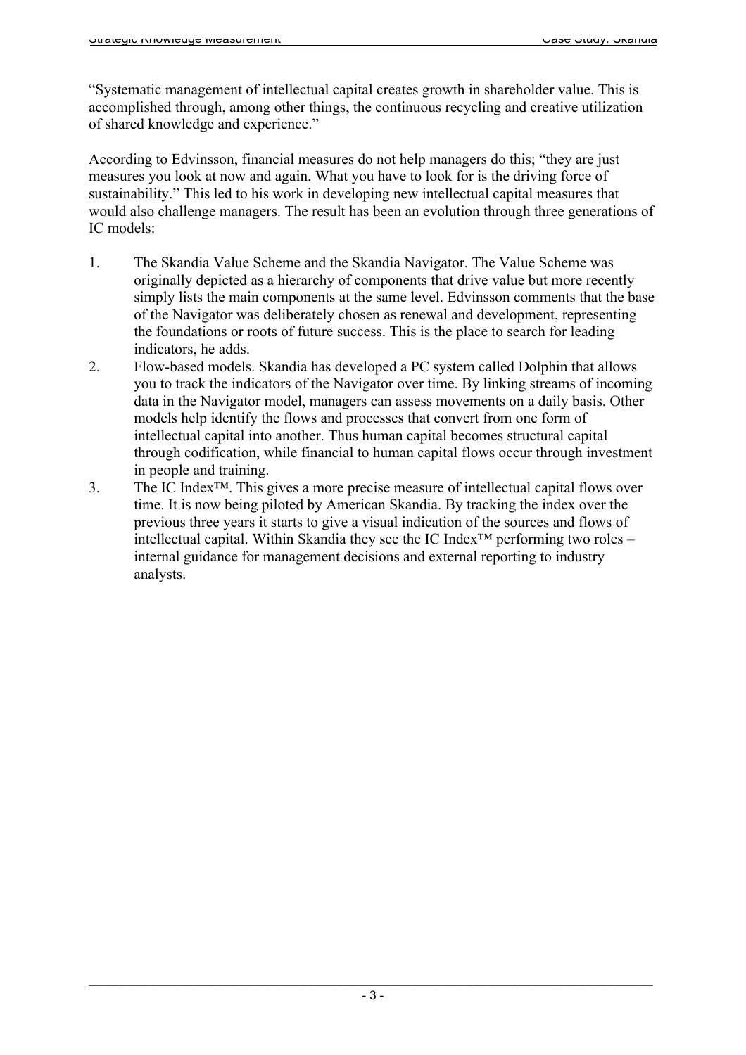"Systematic management of intellectual capital creates growth in shareholder value. This is accomplished through, among other things, the continuous recycling and creative utilization of shared knowledge and experience."

According to Edvinsson, financial measures do not help managers do this; "they are just measures you look at now and again. What you have to look for is the driving force of sustainability." This led to his work in developing new intellectual capital measures that would also challenge managers. The result has been an evolution through three generations of IC models:

1. The Skandia Value Scheme and the Skandia Navigator. The Value Scheme was originally depicted as a hierarchy of components that drive value but more recently simply lists the main components at the same level. Edvinsson comments that the base of the Navigator was deliberately chosen as renewal and development, representing the foundations or roots of future success. This is the place to search for leading indicators, he adds.
2. Flow-based models. Skandia has developed a PC system called Dolphin that allows you to track the indicators of the Navigator over time. By linking streams of incoming data in the Navigator model, managers can assess movements on a daily basis. Other models help identify the flows and processes that convert from one form of intellectual capital into another. Thus human capital becomes structural capital through codification, while financial to human capital flows occur through investment in people and training.
3. The IC Index™. This gives a more precise measure of intellectual capital flows over time. It is now being piloted by American Skandia. By tracking the index over the previous three years it starts to give a visual indication of the sources and flows of intellectual capital. Within Skandia they see the IC Index™ performing two roles – internal guidance for management decisions and external reporting to industry analysts.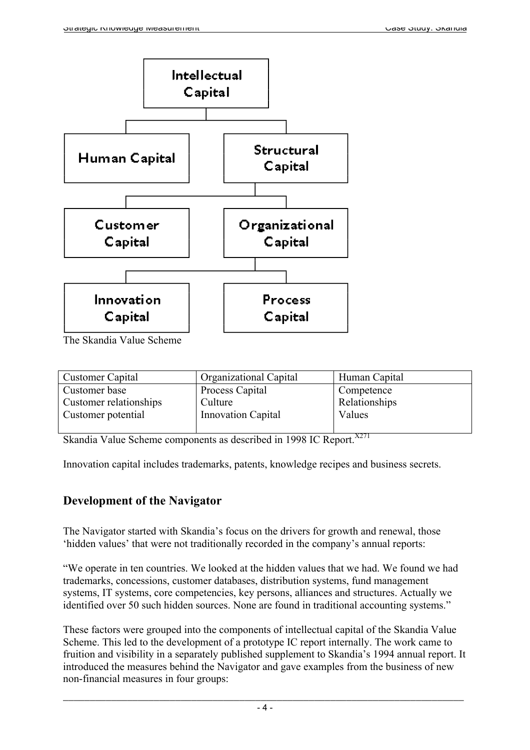- Intellectual Capital
  - Human Capital
  - Structural Capital
    - Customer Capital
    - Organizational Capital
      - Innovation Capital
      - Process Capital

The Skandia Value Scheme

| Customer Capital | Organizational Capital | Human Capital |
| --- | --- | --- |
| Customer base | Process Capital | Competence |
| Customer relationships | Culture | Relationships |
| Customer potential | Innovation Capital | Values |

Skandia Value Scheme components as described in 1998 IC Report.[X271]

Innovation capital includes trademarks, patents, knowledge recipes and business secrets.

## Development of the Navigator

The Navigator started with Skandia's focus on the drivers for growth and renewal, those 'hidden values' that were not traditionally recorded in the company's annual reports:

"We operate in ten countries. We looked at the hidden values that we had. We found we had trademarks, concessions, customer databases, distribution systems, fund management systems, IT systems, core competencies, key persons, alliances and structures. Actually we identified over 50 such hidden sources. None are found in traditional accounting systems."

These factors were grouped into the components of intellectual capital of the Skandia Value Scheme. This led to the development of a prototype IC report internally. The work came to fruition and visibility in a separately published supplement to Skandia's 1994 annual report. It introduced the measures behind the Navigator and gave examples from the business of new non-financial measures in four groups: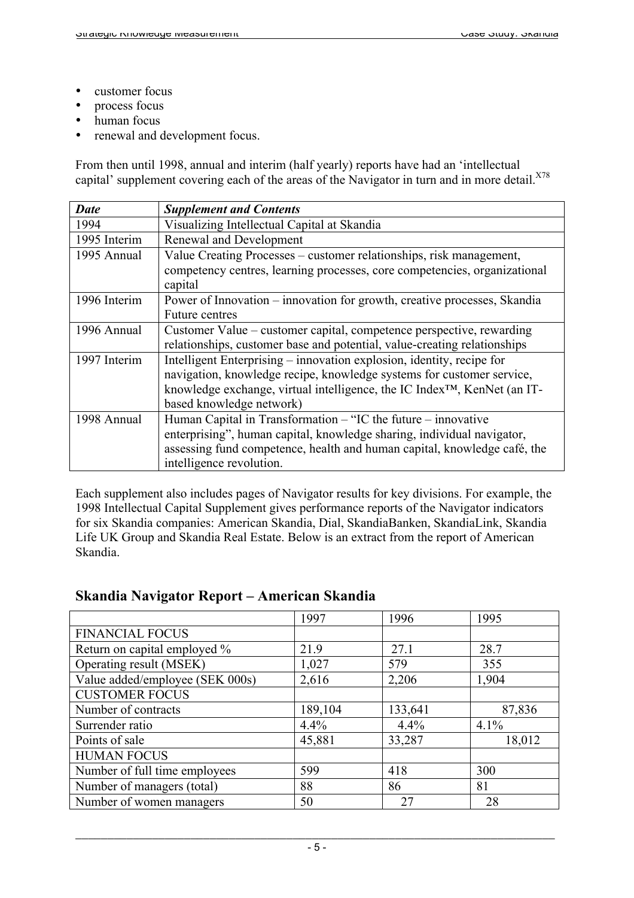- customer focus
- process focus
- human focus
- renewal and development focus.

From then until 1998, annual and interim (half yearly) reports have had an 'intellectual capital' supplement covering each of the areas of the Navigator in turn and in more detail.[X78]

| ***Date*** | ***Supplement and Contents*** |
|---|---|
| 1994 | Visualizing Intellectual Capital at Skandia |
| 1995 Interim | Renewal and Development |
| 1995 Annual | Value Creating Processes – customer relationships, risk management, competency centres, learning processes, core competencies, organizational capital |
| 1996 Interim | Power of Innovation – innovation for growth, creative processes, Skandia Future centres |
| 1996 Annual | Customer Value – customer capital, competence perspective, rewarding relationships, customer base and potential, value-creating relationships |
| 1997 Interim | Intelligent Enterprising – innovation explosion, identity, recipe for navigation, knowledge recipe, knowledge systems for customer service, knowledge exchange, virtual intelligence, the IC Index™, KenNet (an IT-based knowledge network) |
| 1998 Annual | Human Capital in Transformation – "IC the future – innovative enterprising", human capital, knowledge sharing, individual navigator, assessing fund competence, health and human capital, knowledge café, the intelligence revolution. |

Each supplement also includes pages of Navigator results for key divisions. For example, the 1998 Intellectual Capital Supplement gives performance reports of the Navigator indicators for six Skandia companies: American Skandia, Dial, SkandiaBanken, SkandiaLink, Skandia Life UK Group and Skandia Real Estate. Below is an extract from the report of American Skandia.

## Skandia Navigator Report – American Skandia

| | 1997 | 1996 | 1995 |
|---|---|---|---|
| FINANCIAL FOCUS | | | |
| Return on capital employed % | 21.9 | 27.1 | 28.7 |
| Operating result (MSEK) | 1,027 | 579 | 355 |
| Value added/employee (SEK 000s) | 2,616 | 2,206 | 1,904 |
| CUSTOMER FOCUS | | | |
| Number of contracts | 189,104 | 133,641 | 87,836 |
| Surrender ratio | 4.4% | 4.4% | 4.1% |
| Points of sale | 45,881 | 33,287 | 18,012 |
| HUMAN FOCUS | | | |
| Number of full time employees | 599 | 418 | 300 |
| Number of managers (total) | 88 | 86 | 81 |
| Number of women managers | 50 | 27 | 28 |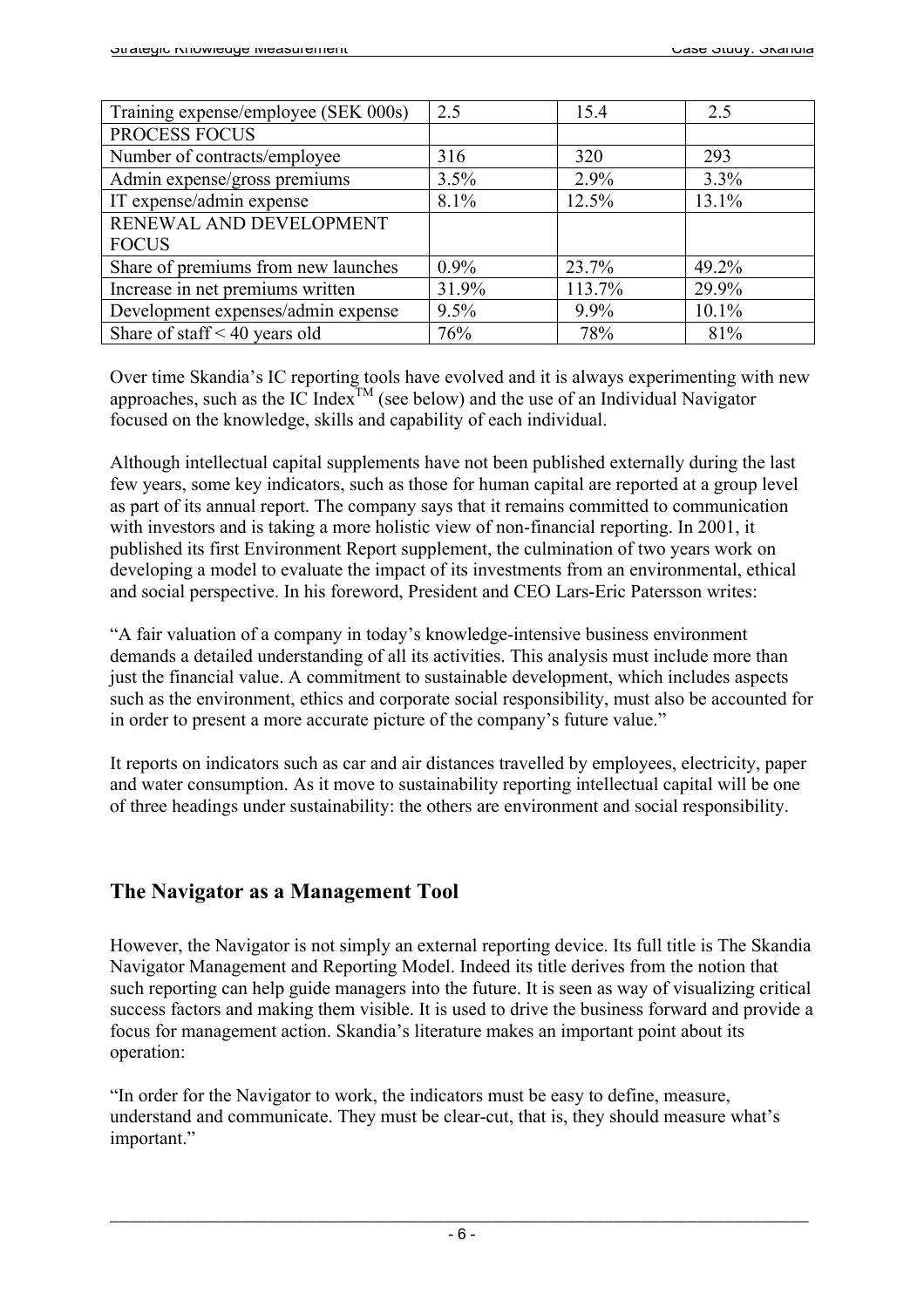| Training expense/employee (SEK 000s) | 2.5 | 15.4 | 2.5 |
|---|---|---|---|
| PROCESS FOCUS | | | |
| Number of contracts/employee | 316 | 320 | 293 |
| Admin expense/gross premiums | 3.5% | 2.9% | 3.3% |
| IT expense/admin expense | 8.1% | 12.5% | 13.1% |
| RENEWAL AND DEVELOPMENT FOCUS | | | |
| Share of premiums from new launches | 0.9% | 23.7% | 49.2% |
| Increase in net premiums written | 31.9% | 113.7% | 29.9% |
| Development expenses/admin expense | 9.5% | 9.9% | 10.1% |
| Share of staff < 40 years old | 76% | 78% | 81% |

Over time Skandia's IC reporting tools have evolved and it is always experimenting with new approaches, such as the IC Index™ (see below) and the use of an Individual Navigator focused on the knowledge, skills and capability of each individual.

Although intellectual capital supplements have not been published externally during the last few years, some key indicators, such as those for human capital are reported at a group level as part of its annual report. The company says that it remains committed to communication with investors and is taking a more holistic view of non-financial reporting. In 2001, it published its first Environment Report supplement, the culmination of two years work on developing a model to evaluate the impact of its investments from an environmental, ethical and social perspective. In his foreword, President and CEO Lars-Eric Patersson writes:

"A fair valuation of a company in today's knowledge-intensive business environment demands a detailed understanding of all its activities. This analysis must include more than just the financial value. A commitment to sustainable development, which includes aspects such as the environment, ethics and corporate social responsibility, must also be accounted for in order to present a more accurate picture of the company's future value."

It reports on indicators such as car and air distances travelled by employees, electricity, paper and water consumption. As it move to sustainability reporting intellectual capital will be one of three headings under sustainability: the others are environment and social responsibility.

## The Navigator as a Management Tool

However, the Navigator is not simply an external reporting device. Its full title is The Skandia Navigator Management and Reporting Model. Indeed its title derives from the notion that such reporting can help guide managers into the future. It is seen as way of visualizing critical success factors and making them visible. It is used to drive the business forward and provide a focus for management action. Skandia's literature makes an important point about its operation:

"In order for the Navigator to work, the indicators must be easy to define, measure, understand and communicate. They must be clear-cut, that is, they should measure what's important."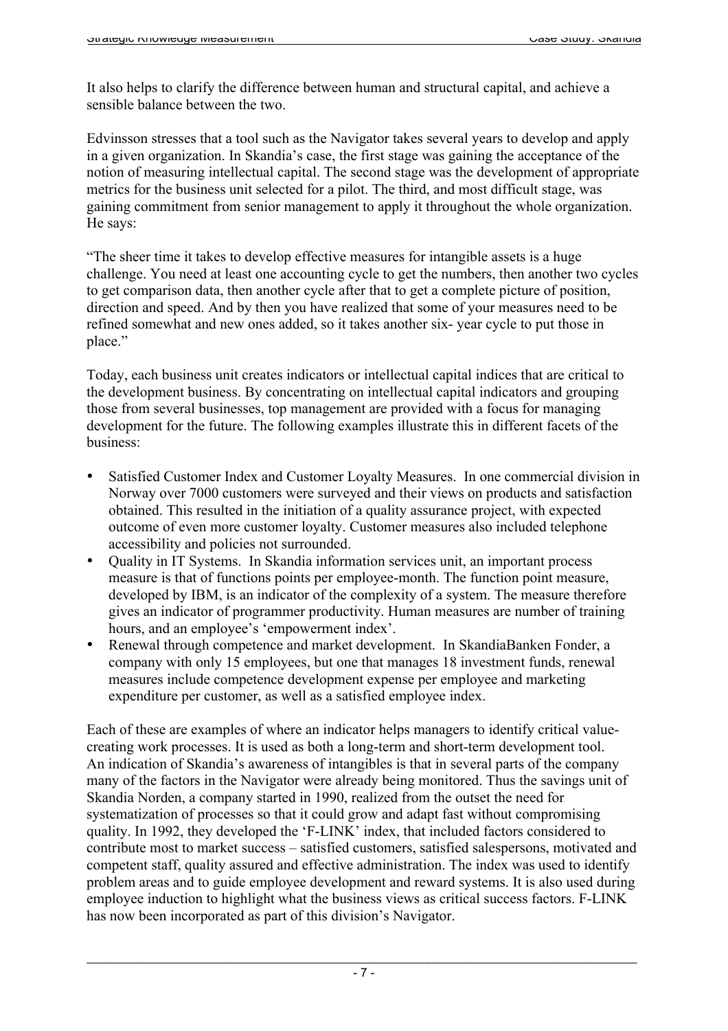It also helps to clarify the difference between human and structural capital, and achieve a sensible balance between the two.

Edvinsson stresses that a tool such as the Navigator takes several years to develop and apply in a given organization. In Skandia's case, the first stage was gaining the acceptance of the notion of measuring intellectual capital. The second stage was the development of appropriate metrics for the business unit selected for a pilot. The third, and most difficult stage, was gaining commitment from senior management to apply it throughout the whole organization. He says:

"The sheer time it takes to develop effective measures for intangible assets is a huge challenge. You need at least one accounting cycle to get the numbers, then another two cycles to get comparison data, then another cycle after that to get a complete picture of position, direction and speed. And by then you have realized that some of your measures need to be refined somewhat and new ones added, so it takes another six- year cycle to put those in place."

Today, each business unit creates indicators or intellectual capital indices that are critical to the development business. By concentrating on intellectual capital indicators and grouping those from several businesses, top management are provided with a focus for managing development for the future. The following examples illustrate this in different facets of the business:

- Satisfied Customer Index and Customer Loyalty Measures. In one commercial division in Norway over 7000 customers were surveyed and their views on products and satisfaction obtained. This resulted in the initiation of a quality assurance project, with expected outcome of even more customer loyalty. Customer measures also included telephone accessibility and policies not surrounded.
- Quality in IT Systems. In Skandia information services unit, an important process measure is that of functions points per employee-month. The function point measure, developed by IBM, is an indicator of the complexity of a system. The measure therefore gives an indicator of programmer productivity. Human measures are number of training hours, and an employee's 'empowerment index'.
- Renewal through competence and market development. In SkandiaBanken Fonder, a company with only 15 employees, but one that manages 18 investment funds, renewal measures include competence development expense per employee and marketing expenditure per customer, as well as a satisfied employee index.

Each of these are examples of where an indicator helps managers to identify critical value-creating work processes. It is used as both a long-term and short-term development tool. An indication of Skandia's awareness of intangibles is that in several parts of the company many of the factors in the Navigator were already being monitored. Thus the savings unit of Skandia Norden, a company started in 1990, realized from the outset the need for systematization of processes so that it could grow and adapt fast without compromising quality. In 1992, they developed the 'F-LINK' index, that included factors considered to contribute most to market success – satisfied customers, satisfied salespersons, motivated and competent staff, quality assured and effective administration. The index was used to identify problem areas and to guide employee development and reward systems. It is also used during employee induction to highlight what the business views as critical success factors. F-LINK has now been incorporated as part of this division's Navigator.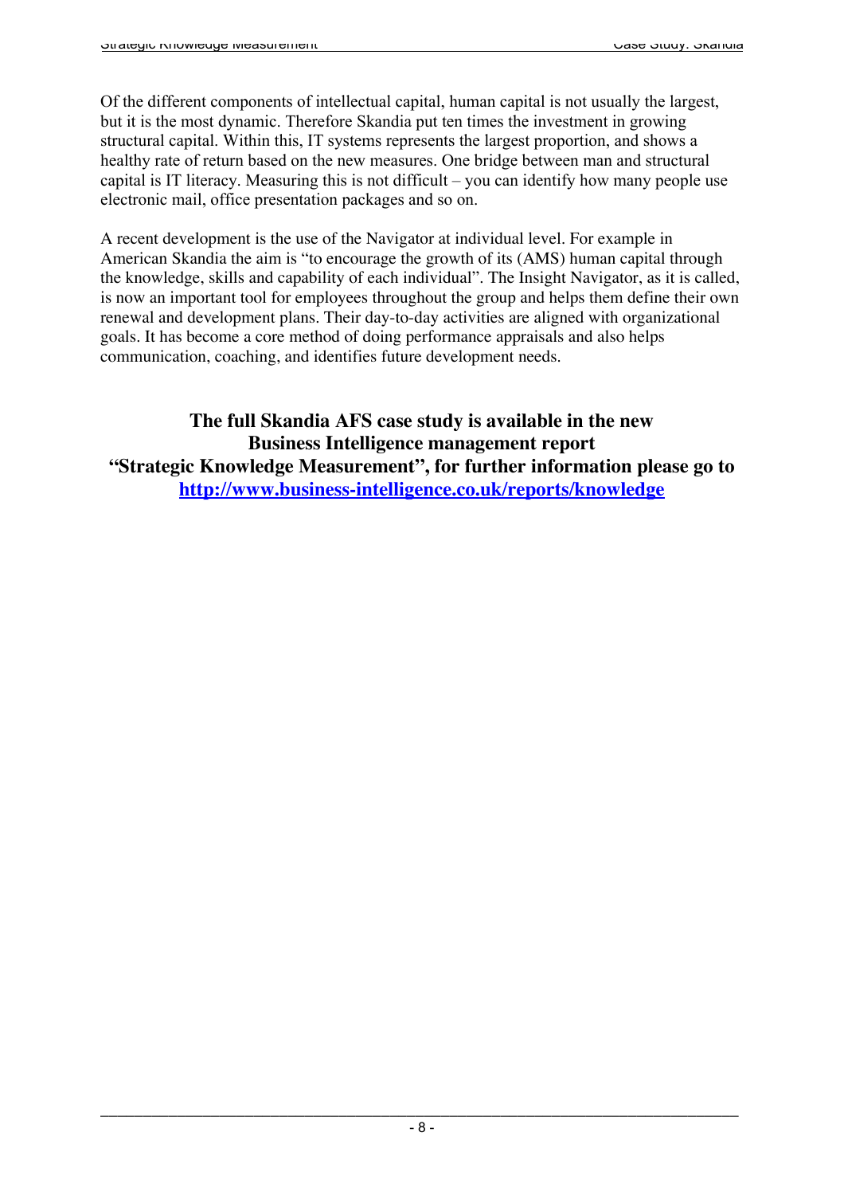Of the different components of intellectual capital, human capital is not usually the largest, but it is the most dynamic. Therefore Skandia put ten times the investment in growing structural capital. Within this, IT systems represents the largest proportion, and shows a healthy rate of return based on the new measures. One bridge between man and structural capital is IT literacy. Measuring this is not difficult – you can identify how many people use electronic mail, office presentation packages and so on.

A recent development is the use of the Navigator at individual level. For example in American Skandia the aim is "to encourage the growth of its (AMS) human capital through the knowledge, skills and capability of each individual". The Insight Navigator, as it is called, is now an important tool for employees throughout the group and helps them define their own renewal and development plans. Their day-to-day activities are aligned with organizational goals. It has become a core method of doing performance appraisals and also helps communication, coaching, and identifies future development needs.

**The full Skandia AFS case study is available in the new Business Intelligence management report "Strategic Knowledge Measurement", for further information please go to [http://www.business-intelligence.co.uk/reports/knowledge](http://www.business-intelligence.co.uk/reports/knowledge)**